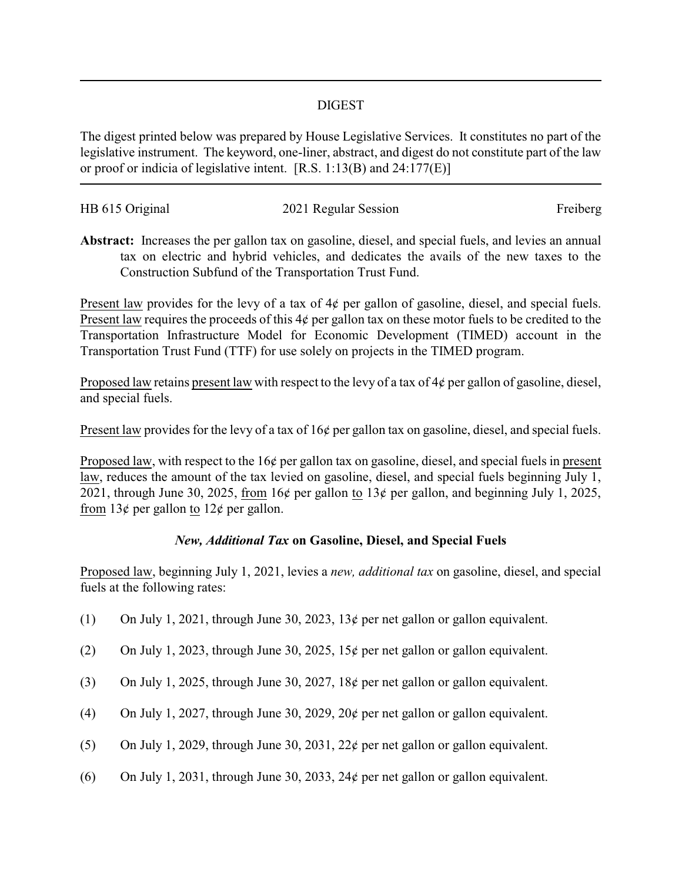# DIGEST

The digest printed below was prepared by House Legislative Services. It constitutes no part of the legislative instrument. The keyword, one-liner, abstract, and digest do not constitute part of the law or proof or indicia of legislative intent. [R.S. 1:13(B) and 24:177(E)]

HB 615 Original — 2021 Regular Session — Freiberg

**Abstract:** Increases the per gallon tax on gasoline, diesel, and special fuels, and levies an annual tax on electric and hybrid vehicles, and dedicates the avails of the new taxes to the Construction Subfund of the Transportation Trust Fund.

Present law provides for the levy of a tax of 4¢ per gallon of gasoline, diesel, and special fuels. Present law requires the proceeds of this 4¢ per gallon tax on these motor fuels to be credited to the Transportation Infrastructure Model for Economic Development (TIMED) account in the Transportation Trust Fund (TTF) for use solely on projects in the TIMED program.

Proposed law retains present law with respect to the levy of a tax of 4¢ per gallon of gasoline, diesel, and special fuels.

Present law provides for the levy of a tax of 16¢ per gallon tax on gasoline, diesel, and special fuels.

Proposed law, with respect to the 16¢ per gallon tax on gasoline, diesel, and special fuels in present law, reduces the amount of the tax levied on gasoline, diesel, and special fuels beginning July 1, 2021, through June 30, 2025, from 16¢ per gallon to 13¢ per gallon, and beginning July 1, 2025, from 13¢ per gallon to 12¢ per gallon.

### *New, Additional Tax* on Gasoline, Diesel, and Special Fuels

Proposed law, beginning July 1, 2021, levies a *new, additional tax* on gasoline, diesel, and special fuels at the following rates:

(1) On July 1, 2021, through June 30, 2023, 13¢ per net gallon or gallon equivalent.

(2) On July 1, 2023, through June 30, 2025, 15¢ per net gallon or gallon equivalent.

(3) On July 1, 2025, through June 30, 2027, 18¢ per net gallon or gallon equivalent.

(4) On July 1, 2027, through June 30, 2029, 20¢ per net gallon or gallon equivalent.

(5) On July 1, 2029, through June 30, 2031, 22¢ per net gallon or gallon equivalent.

(6) On July 1, 2031, through June 30, 2033, 24¢ per net gallon or gallon equivalent.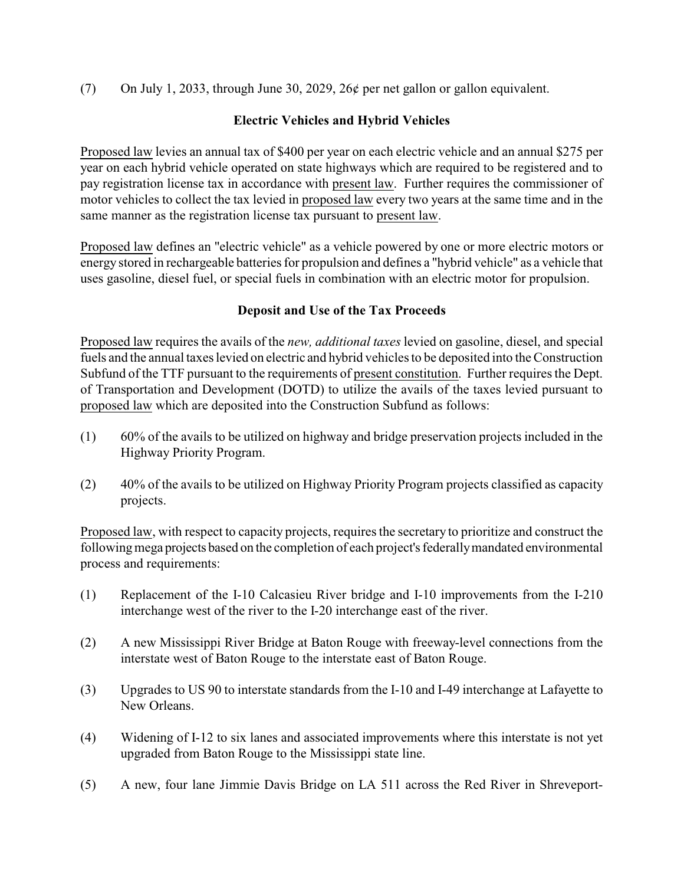(7) On July 1, 2033, through June 30, 2029, 26¢ per net gallon or gallon equivalent.

### Electric Vehicles and Hybrid Vehicles

Proposed law levies an annual tax of $400 per year on each electric vehicle and an annual $275 per year on each hybrid vehicle operated on state highways which are required to be registered and to pay registration license tax in accordance with present law. Further requires the commissioner of motor vehicles to collect the tax levied in proposed law every two years at the same time and in the same manner as the registration license tax pursuant to present law.

Proposed law defines an "electric vehicle" as a vehicle powered by one or more electric motors or energy stored in rechargeable batteries for propulsion and defines a "hybrid vehicle" as a vehicle that uses gasoline, diesel fuel, or special fuels in combination with an electric motor for propulsion.

### Deposit and Use of the Tax Proceeds

Proposed law requires the avails of the *new, additional taxes* levied on gasoline, diesel, and special fuels and the annual taxes levied on electric and hybrid vehicles to be deposited into the Construction Subfund of the TTF pursuant to the requirements of present constitution. Further requires the Dept. of Transportation and Development (DOTD) to utilize the avails of the taxes levied pursuant to proposed law which are deposited into the Construction Subfund as follows:

(1) 60% of the avails to be utilized on highway and bridge preservation projects included in the Highway Priority Program.

(2) 40% of the avails to be utilized on Highway Priority Program projects classified as capacity projects.

Proposed law, with respect to capacity projects, requires the secretary to prioritize and construct the following mega projects based on the completion of each project's federally mandated environmental process and requirements:

(1) Replacement of the I-10 Calcasieu River bridge and I-10 improvements from the I-210 interchange west of the river to the I-20 interchange east of the river.

(2) A new Mississippi River Bridge at Baton Rouge with freeway-level connections from the interstate west of Baton Rouge to the interstate east of Baton Rouge.

(3) Upgrades to US 90 to interstate standards from the I-10 and I-49 interchange at Lafayette to New Orleans.

(4) Widening of I-12 to six lanes and associated improvements where this interstate is not yet upgraded from Baton Rouge to the Mississippi state line.

(5) A new, four lane Jimmie Davis Bridge on LA 511 across the Red River in Shreveport-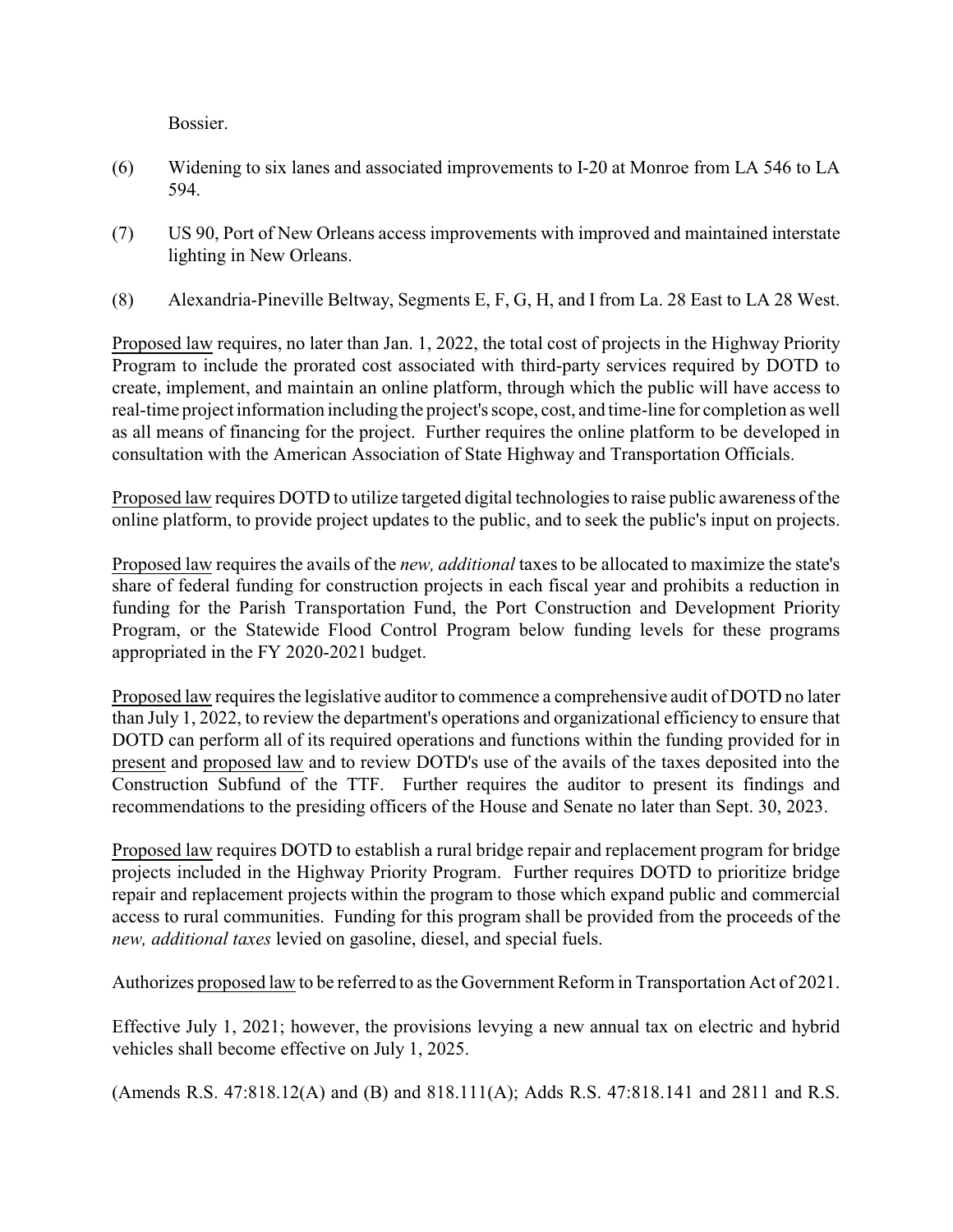Bossier.

(6) Widening to six lanes and associated improvements to I-20 at Monroe from LA 546 to LA 594.

(7) US 90, Port of New Orleans access improvements with improved and maintained interstate lighting in New Orleans.

(8) Alexandria-Pineville Beltway, Segments E, F, G, H, and I from La. 28 East to LA 28 West.

Proposed law requires, no later than Jan. 1, 2022, the total cost of projects in the Highway Priority Program to include the prorated cost associated with third-party services required by DOTD to create, implement, and maintain an online platform, through which the public will have access to real-time project information including the project's scope, cost, and time-line for completion as well as all means of financing for the project. Further requires the online platform to be developed in consultation with the American Association of State Highway and Transportation Officials.

Proposed law requires DOTD to utilize targeted digital technologies to raise public awareness of the online platform, to provide project updates to the public, and to seek the public's input on projects.

Proposed law requires the avails of the *new, additional* taxes to be allocated to maximize the state's share of federal funding for construction projects in each fiscal year and prohibits a reduction in funding for the Parish Transportation Fund, the Port Construction and Development Priority Program, or the Statewide Flood Control Program below funding levels for these programs appropriated in the FY 2020-2021 budget.

Proposed law requires the legislative auditor to commence a comprehensive audit of DOTD no later than July 1, 2022, to review the department's operations and organizational efficiency to ensure that DOTD can perform all of its required operations and functions within the funding provided for in present and proposed law and to review DOTD's use of the avails of the taxes deposited into the Construction Subfund of the TTF. Further requires the auditor to present its findings and recommendations to the presiding officers of the House and Senate no later than Sept. 30, 2023.

Proposed law requires DOTD to establish a rural bridge repair and replacement program for bridge projects included in the Highway Priority Program. Further requires DOTD to prioritize bridge repair and replacement projects within the program to those which expand public and commercial access to rural communities. Funding for this program shall be provided from the proceeds of the *new, additional taxes* levied on gasoline, diesel, and special fuels.

Authorizes proposed law to be referred to as the Government Reform in Transportation Act of 2021.

Effective July 1, 2021; however, the provisions levying a new annual tax on electric and hybrid vehicles shall become effective on July 1, 2025.

(Amends R.S. 47:818.12(A) and (B) and 818.111(A); Adds R.S. 47:818.141 and 2811 and R.S.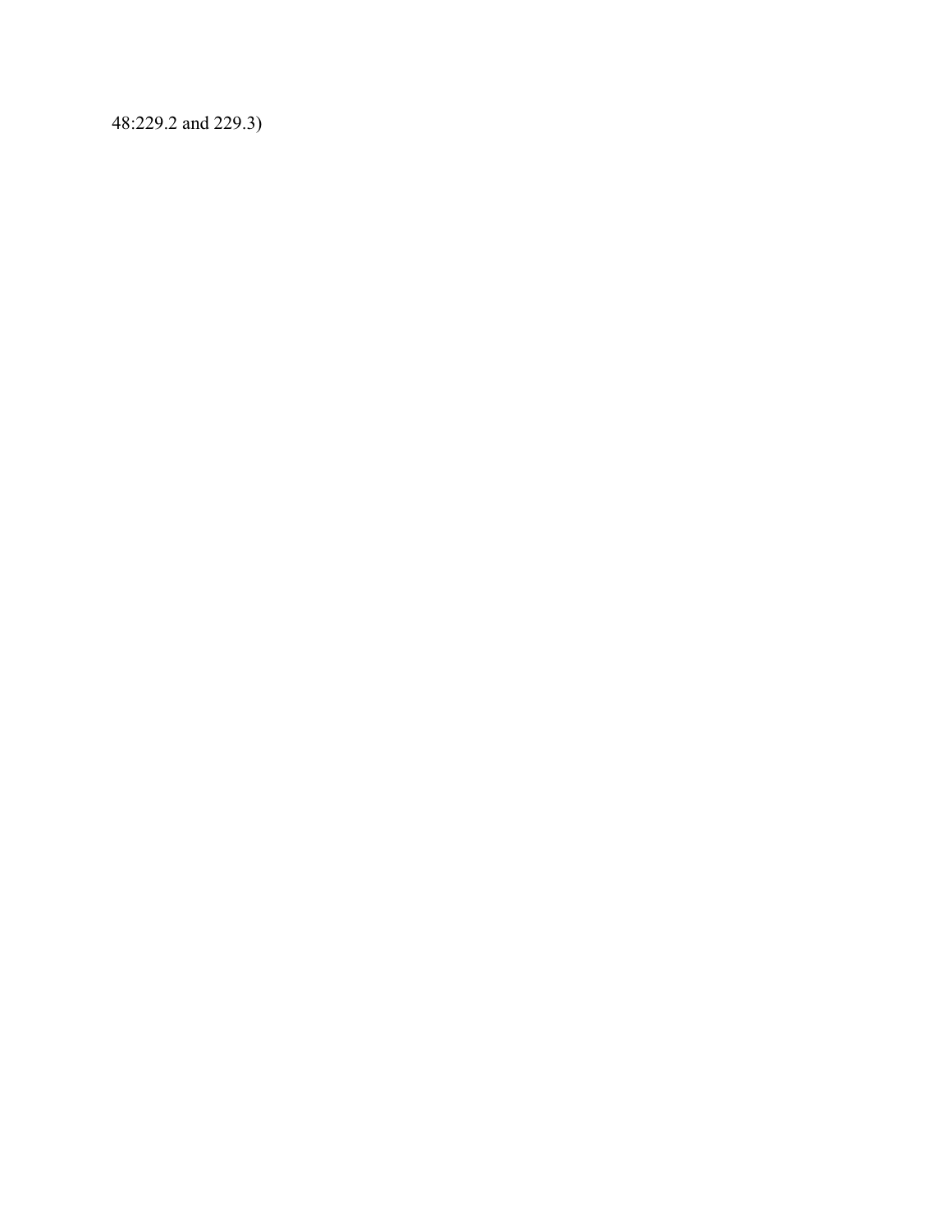48:229.2 and 229.3)